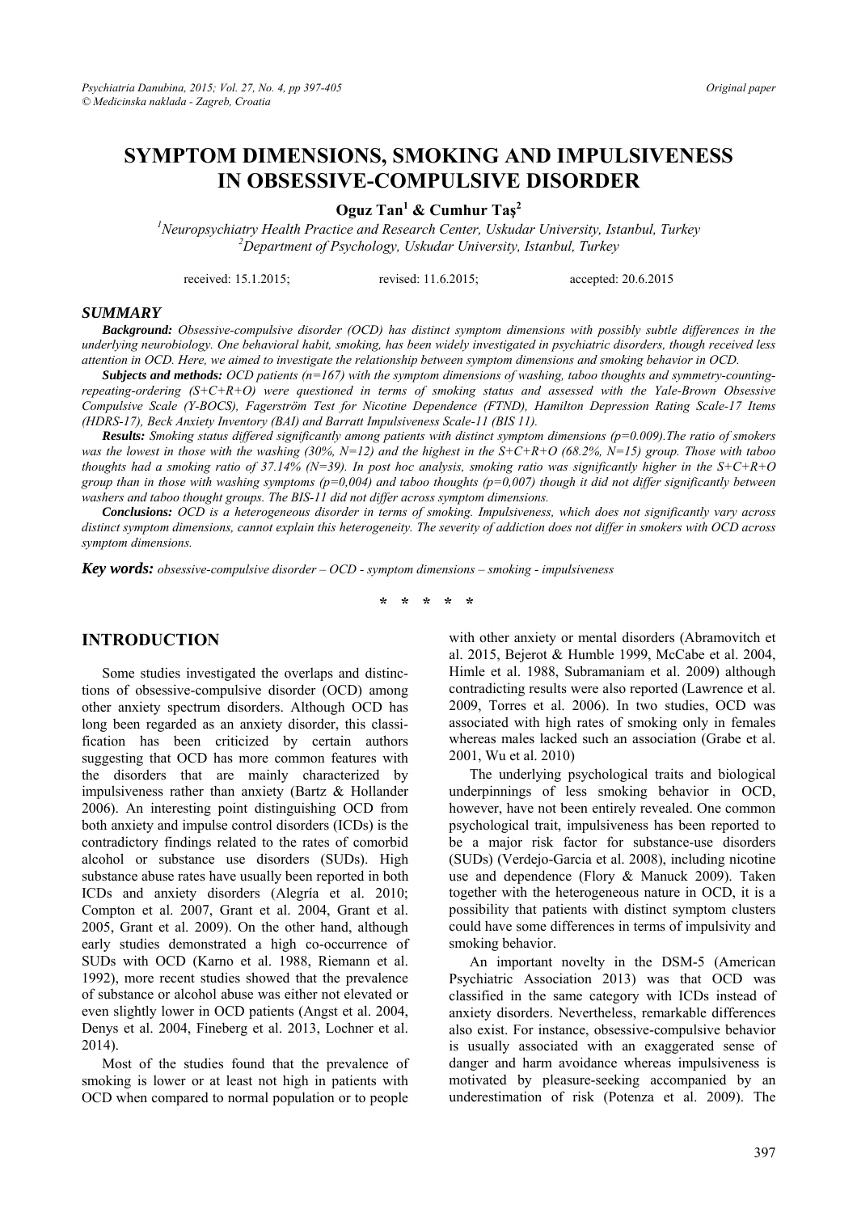# SYMPTOM DIMENSIONS, SMOKING AND IMPULSIVENESS IN OBSESSIVE-COMPULSIVE DISORDER

**Oguz Tan[1] & Cumhur Taş[2]**

[1]*Neuropsychiatry Health Practice and Research Center, Uskudar University, Istanbul, Turkey*
[2]*Department of Psychology, Uskudar University, Istanbul, Turkey*

received: 15.1.2015; revised: 11.6.2015; accepted: 20.6.2015

## SUMMARY

***Background:*** *Obsessive-compulsive disorder (OCD) has distinct symptom dimensions with possibly subtle differences in the underlying neurobiology. One behavioral habit, smoking, has been widely investigated in psychiatric disorders, though received less attention in OCD. Here, we aimed to investigate the relationship between symptom dimensions and smoking behavior in OCD.*

***Subjects and methods:*** *OCD patients (n=167) with the symptom dimensions of washing, taboo thoughts and symmetry-counting-repeating-ordering (S+C+R+O) were questioned in terms of smoking status and assessed with the Yale-Brown Obsessive Compulsive Scale (Y-BOCS), Fagerström Test for Nicotine Dependence (FTND), Hamilton Depression Rating Scale-17 Items (HDRS-17), Beck Anxiety Inventory (BAI) and Barratt Impulsiveness Scale-11 (BIS 11).*

***Results:*** *Smoking status differed significantly among patients with distinct symptom dimensions (p=0.009).The ratio of smokers was the lowest in those with the washing (30%, N=12) and the highest in the S+C+R+O (68.2%, N=15) group. Those with taboo thoughts had a smoking ratio of 37.14% (N=39). In post hoc analysis, smoking ratio was significantly higher in the S+C+R+O group than in those with washing symptoms (p=0,004) and taboo thoughts (p=0,007) though it did not differ significantly between washers and taboo thought groups. The BIS-11 did not differ across symptom dimensions.*

***Conclusions:*** *OCD is a heterogeneous disorder in terms of smoking. Impulsiveness, which does not significantly vary across distinct symptom dimensions, cannot explain this heterogeneity. The severity of addiction does not differ in smokers with OCD across symptom dimensions.*

***Key words:*** *obsessive-compulsive disorder – OCD - symptom dimensions – smoking - impulsiveness*

\* \* \* \* \*

## INTRODUCTION

Some studies investigated the overlaps and distinctions of obsessive-compulsive disorder (OCD) among other anxiety spectrum disorders. Although OCD has long been regarded as an anxiety disorder, this classification has been criticized by certain authors suggesting that OCD has more common features with the disorders that are mainly characterized by impulsiveness rather than anxiety (Bartz & Hollander 2006). An interesting point distinguishing OCD from both anxiety and impulse control disorders (ICDs) is the contradictory findings related to the rates of comorbid alcohol or substance use disorders (SUDs). High substance abuse rates have usually been reported in both ICDs and anxiety disorders (Alegría et al. 2010; Compton et al. 2007, Grant et al. 2004, Grant et al. 2005, Grant et al. 2009). On the other hand, although early studies demonstrated a high co-occurrence of SUDs with OCD (Karno et al. 1988, Riemann et al. 1992), more recent studies showed that the prevalence of substance or alcohol abuse was either not elevated or even slightly lower in OCD patients (Angst et al. 2004, Denys et al. 2004, Fineberg et al. 2013, Lochner et al. 2014).

Most of the studies found that the prevalence of smoking is lower or at least not high in patients with OCD when compared to normal population or to people with other anxiety or mental disorders (Abramovitch et al. 2015, Bejerot & Humble 1999, McCabe et al. 2004, Himle et al. 1988, Subramaniam et al. 2009) although contradicting results were also reported (Lawrence et al. 2009, Torres et al. 2006). In two studies, OCD was associated with high rates of smoking only in females whereas males lacked such an association (Grabe et al. 2001, Wu et al. 2010)

The underlying psychological traits and biological underpinnings of less smoking behavior in OCD, however, have not been entirely revealed. One common psychological trait, impulsiveness has been reported to be a major risk factor for substance-use disorders (SUDs) (Verdejo-Garcia et al. 2008), including nicotine use and dependence (Flory & Manuck 2009). Taken together with the heterogeneous nature in OCD, it is a possibility that patients with distinct symptom clusters could have some differences in terms of impulsivity and smoking behavior.

An important novelty in the DSM-5 (American Psychiatric Association 2013) was that OCD was classified in the same category with ICDs instead of anxiety disorders. Nevertheless, remarkable differences also exist. For instance, obsessive-compulsive behavior is usually associated with an exaggerated sense of danger and harm avoidance whereas impulsiveness is motivated by pleasure-seeking accompanied by an underestimation of risk (Potenza et al. 2009). The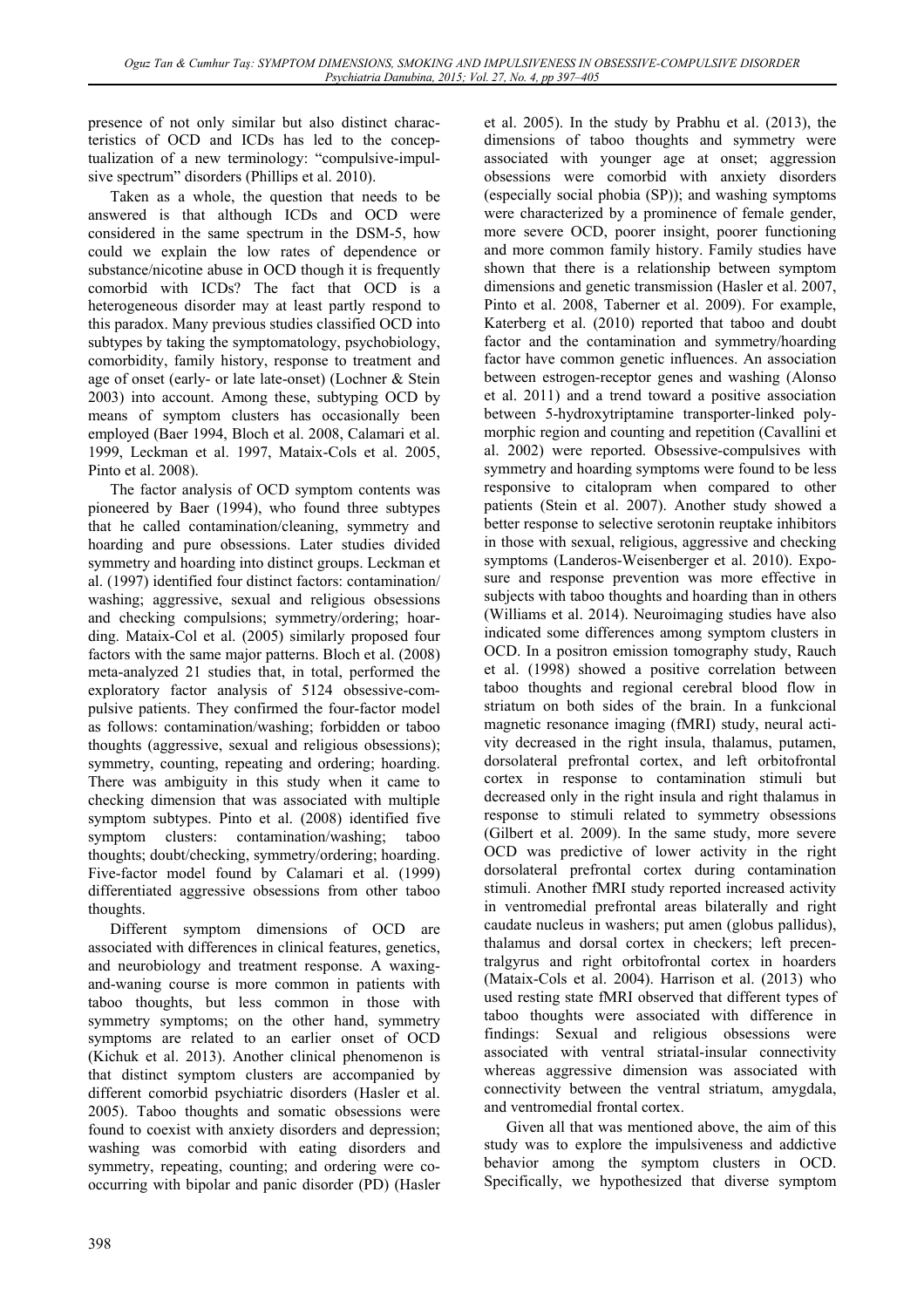presence of not only similar but also distinct characteristics of OCD and ICDs has led to the conceptualization of a new terminology: "compulsive-impulsive spectrum" disorders (Phillips et al. 2010).

Taken as a whole, the question that needs to be answered is that although ICDs and OCD were considered in the same spectrum in the DSM-5, how could we explain the low rates of dependence or substance/nicotine abuse in OCD though it is frequently comorbid with ICDs? The fact that OCD is a heterogeneous disorder may at least partly respond to this paradox. Many previous studies classified OCD into subtypes by taking the symptomatology, psychobiology, comorbidity, family history, response to treatment and age of onset (early- or late late-onset) (Lochner & Stein 2003) into account. Among these, subtyping OCD by means of symptom clusters has occasionally been employed (Baer 1994, Bloch et al. 2008, Calamari et al. 1999, Leckman et al. 1997, Mataix-Cols et al. 2005, Pinto et al. 2008).

The factor analysis of OCD symptom contents was pioneered by Baer (1994), who found three subtypes that he called contamination/cleaning, symmetry and hoarding and pure obsessions. Later studies divided symmetry and hoarding into distinct groups. Leckman et al. (1997) identified four distinct factors: contamination/washing; aggressive, sexual and religious obsessions and checking compulsions; symmetry/ordering; hoarding. Mataix-Col et al. (2005) similarly proposed four factors with the same major patterns. Bloch et al. (2008) meta-analyzed 21 studies that, in total, performed the exploratory factor analysis of 5124 obsessive-compulsive patients. They confirmed the four-factor model as follows: contamination/washing; forbidden or taboo thoughts (aggressive, sexual and religious obsessions); symmetry, counting, repeating and ordering; hoarding. There was ambiguity in this study when it came to checking dimension that was associated with multiple symptom subtypes. Pinto et al. (2008) identified five symptom clusters: contamination/washing; taboo thoughts; doubt/checking, symmetry/ordering; hoarding. Five-factor model found by Calamari et al. (1999) differentiated aggressive obsessions from other taboo thoughts.

Different symptom dimensions of OCD are associated with differences in clinical features, genetics, and neurobiology and treatment response. A waxing-and-waning course is more common in patients with taboo thoughts, but less common in those with symmetry symptoms; on the other hand, symmetry symptoms are related to an earlier onset of OCD (Kichuk et al. 2013). Another clinical phenomenon is that distinct symptom clusters are accompanied by different comorbid psychiatric disorders (Hasler et al. 2005). Taboo thoughts and somatic obsessions were found to coexist with anxiety disorders and depression; washing was comorbid with eating disorders and symmetry, repeating, counting; and ordering were co-occurring with bipolar and panic disorder (PD) (Hasler et al. 2005). In the study by Prabhu et al. (2013), the dimensions of taboo thoughts and symmetry were associated with younger age at onset; aggression obsessions were comorbid with anxiety disorders (especially social phobia (SP)); and washing symptoms were characterized by a prominence of female gender, more severe OCD, poorer insight, poorer functioning and more common family history. Family studies have shown that there is a relationship between symptom dimensions and genetic transmission (Hasler et al. 2007, Pinto et al. 2008, Taberner et al. 2009). For example, Katerberg et al. (2010) reported that taboo and doubt factor and the contamination and symmetry/hoarding factor have common genetic influences. An association between estrogen-receptor genes and washing (Alonso et al. 2011) and a trend toward a positive association between 5-hydroxytriptamine transporter-linked polymorphic region and counting and repetition (Cavallini et al. 2002) were reported. Obsessive-compulsives with symmetry and hoarding symptoms were found to be less responsive to citalopram when compared to other patients (Stein et al. 2007). Another study showed a better response to selective serotonin reuptake inhibitors in those with sexual, religious, aggressive and checking symptoms (Landeros-Weisenberger et al. 2010). Exposure and response prevention was more effective in subjects with taboo thoughts and hoarding than in others (Williams et al. 2014). Neuroimaging studies have also indicated some differences among symptom clusters in OCD. In a positron emission tomography study, Rauch et al. (1998) showed a positive correlation between taboo thoughts and regional cerebral blood flow in striatum on both sides of the brain. In a funkcional magnetic resonance imaging (fMRI) study, neural activity decreased in the right insula, thalamus, putamen, dorsolateral prefrontal cortex, and left orbitofrontal cortex in response to contamination stimuli but decreased only in the right insula and right thalamus in response to stimuli related to symmetry obsessions (Gilbert et al. 2009). In the same study, more severe OCD was predictive of lower activity in the right dorsolateral prefrontal cortex during contamination stimuli. Another fMRI study reported increased activity in ventromedial prefrontal areas bilaterally and right caudate nucleus in washers; put amen (globus pallidus), thalamus and dorsal cortex in checkers; left precentralgyrus and right orbitofrontal cortex in hoarders (Mataix-Cols et al. 2004). Harrison et al. (2013) who used resting state fMRI observed that different types of taboo thoughts were associated with difference in findings: Sexual and religious obsessions were associated with ventral striatal-insular connectivity whereas aggressive dimension was associated with connectivity between the ventral striatum, amygdala, and ventromedial frontal cortex.

Given all that was mentioned above, the aim of this study was to explore the impulsiveness and addictive behavior among the symptom clusters in OCD. Specifically, we hypothesized that diverse symptom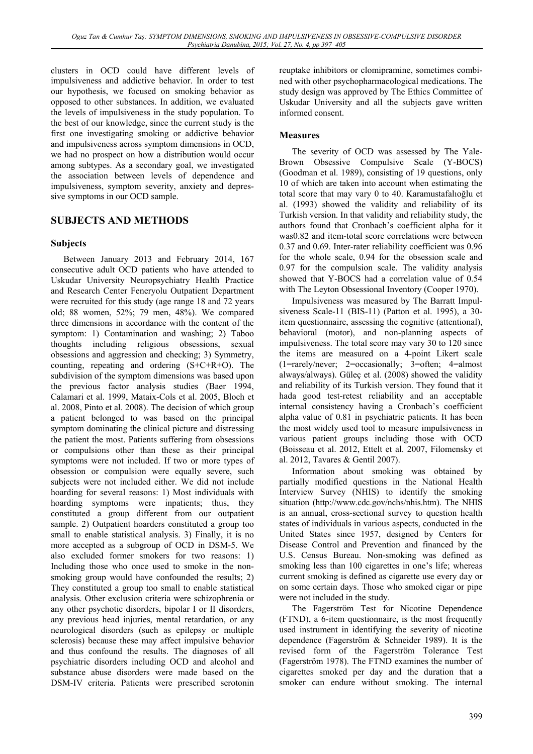clusters in OCD could have different levels of impulsiveness and addictive behavior. In order to test our hypothesis, we focused on smoking behavior as opposed to other substances. In addition, we evaluated the levels of impulsiveness in the study population. To the best of our knowledge, since the current study is the first one investigating smoking or addictive behavior and impulsiveness across symptom dimensions in OCD, we had no prospect on how a distribution would occur among subtypes. As a secondary goal, we investigated the association between levels of dependence and impulsiveness, symptom severity, anxiety and depressive symptoms in our OCD sample.

## SUBJECTS AND METHODS

### Subjects

Between January 2013 and February 2014, 167 consecutive adult OCD patients who have attended to Uskudar University Neuropsychiatry Health Practice and Research Center Feneryolu Outpatient Department were recruited for this study (age range 18 and 72 years old; 88 women, 52%; 79 men, 48%). We compared three dimensions in accordance with the content of the symptom: 1) Contamination and washing; 2) Taboo thoughts including religious obsessions, sexual obsessions and aggression and checking; 3) Symmetry, counting, repeating and ordering (S+C+R+O). The subdivision of the symptom dimensions was based upon the previous factor analysis studies (Baer 1994, Calamari et al. 1999, Mataix-Cols et al. 2005, Bloch et al. 2008, Pinto et al. 2008). The decision of which group a patient belonged to was based on the principal symptom dominating the clinical picture and distressing the patient the most. Patients suffering from obsessions or compulsions other than these as their principal symptoms were not included. If two or more types of obsession or compulsion were equally severe, such subjects were not included either. We did not include hoarding for several reasons: 1) Most individuals with hoarding symptoms were inpatients; thus, they constituted a group different from our outpatient sample. 2) Outpatient hoarders constituted a group too small to enable statistical analysis. 3) Finally, it is no more accepted as a subgroup of OCD in DSM-5. We also excluded former smokers for two reasons: 1) Including those who once used to smoke in the non-smoking group would have confounded the results; 2) They constituted a group too small to enable statistical analysis. Other exclusion criteria were schizophrenia or any other psychotic disorders, bipolar I or II disorders, any previous head injuries, mental retardation, or any neurological disorders (such as epilepsy or multiple sclerosis) because these may affect impulsive behavior and thus confound the results. The diagnoses of all psychiatric disorders including OCD and alcohol and substance abuse disorders were made based on the DSM-IV criteria. Patients were prescribed serotonin reuptake inhibitors or clomipramine, sometimes combined with other psychopharmacological medications. The study design was approved by The Ethics Committee of Uskudar University and all the subjects gave written informed consent.

### Measures

The severity of OCD was assessed by The Yale-Brown Obsessive Compulsive Scale (Y-BOCS) (Goodman et al. 1989), consisting of 19 questions, only 10 of which are taken into account when estimating the total score that may vary 0 to 40. Karamustafalıoğlu et al. (1993) showed the validity and reliability of its Turkish version. In that validity and reliability study, the authors found that Cronbach's coefficient alpha for it was0.82 and item-total score correlations were between 0.37 and 0.69. Inter-rater reliability coefficient was 0.96 for the whole scale, 0.94 for the obsession scale and 0.97 for the compulsion scale. The validity analysis showed that Y-BOCS had a correlation value of 0.54 with The Leyton Obsessional Inventory (Cooper 1970).

Impulsiveness was measured by The Barratt Impulsiveness Scale-11 (BIS-11) (Patton et al. 1995), a 30-item questionnaire, assessing the cognitive (attentional), behavioral (motor), and non-planning aspects of impulsiveness. The total score may vary 30 to 120 since the items are measured on a 4-point Likert scale (1=rarely/never; 2=occasionally; 3=often; 4=almost always/always). Güleç et al. (2008) showed the validity and reliability of its Turkish version. They found that it hada good test-retest reliability and an acceptable internal consistency having a Cronbach's coefficient alpha value of 0.81 in psychiatric patients. It has been the most widely used tool to measure impulsiveness in various patient groups including those with OCD (Boisseau et al. 2012, Ettelt et al. 2007, Filomensky et al. 2012, Tavares & Gentil 2007).

Information about smoking was obtained by partially modified questions in the National Health Interview Survey (NHIS) to identify the smoking situation (http://www.cdc.gov/nchs/nhis.htm). The NHIS is an annual, cross-sectional survey to question health states of individuals in various aspects, conducted in the United States since 1957, designed by Centers for Disease Control and Prevention and financed by the U.S. Census Bureau. Non-smoking was defined as smoking less than 100 cigarettes in one's life; whereas current smoking is defined as cigarette use every day or on some certain days. Those who smoked cigar or pipe were not included in the study.

The Fagerström Test for Nicotine Dependence (FTND), a 6-item questionnaire, is the most frequently used instrument in identifying the severity of nicotine dependence (Fagerström & Schneider 1989). It is the revised form of the Fagerström Tolerance Test (Fagerström 1978). The FTND examines the number of cigarettes smoked per day and the duration that a smoker can endure without smoking. The internal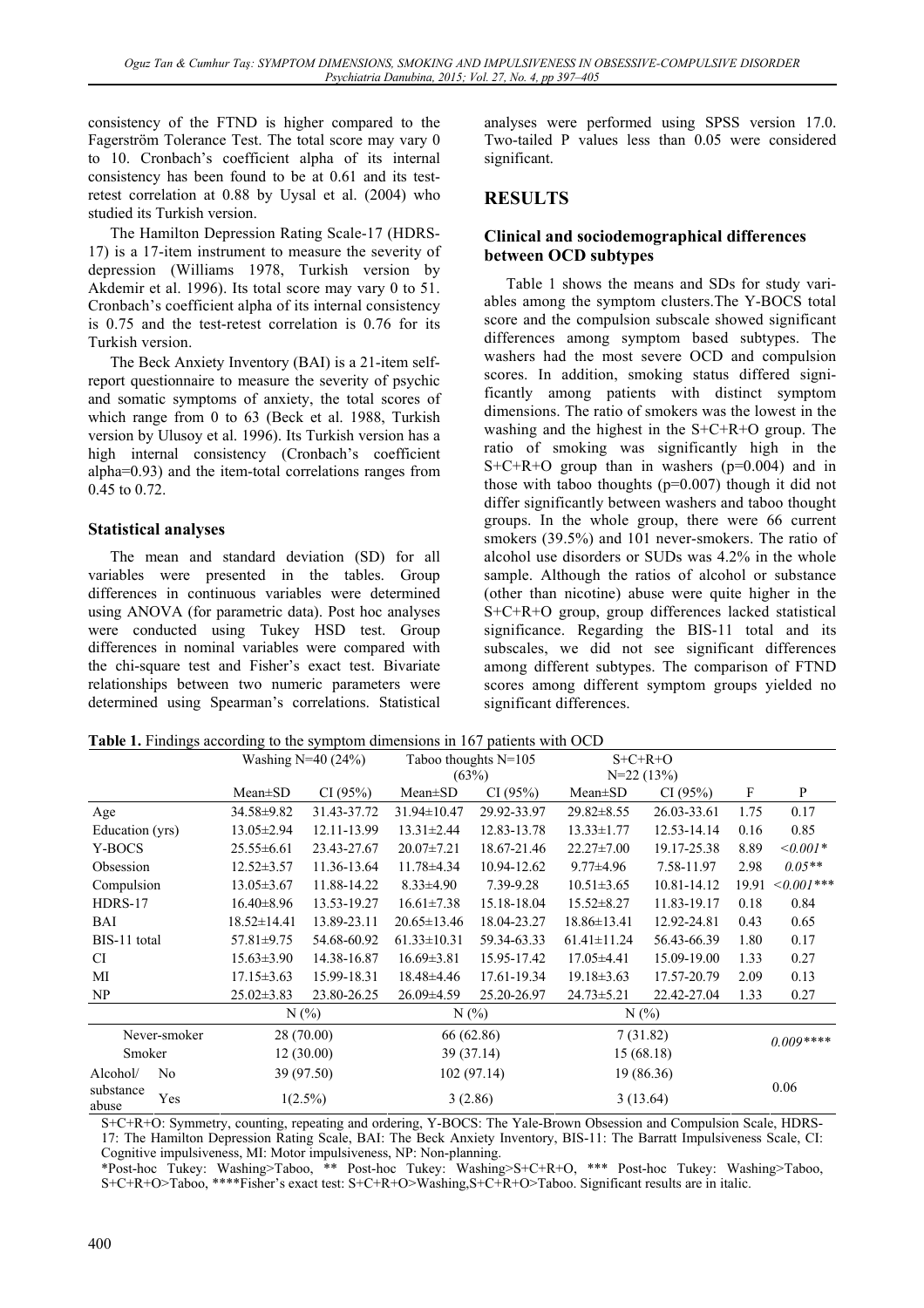consistency of the FTND is higher compared to the Fagerström Tolerance Test. The total score may vary 0 to 10. Cronbach's coefficient alpha of its internal consistency has been found to be at 0.61 and its test-retest correlation at 0.88 by Uysal et al. (2004) who studied its Turkish version.

The Hamilton Depression Rating Scale-17 (HDRS-17) is a 17-item instrument to measure the severity of depression (Williams 1978, Turkish version by Akdemir et al. 1996). Its total score may vary 0 to 51. Cronbach's coefficient alpha of its internal consistency is 0.75 and the test-retest correlation is 0.76 for its Turkish version.

The Beck Anxiety Inventory (BAI) is a 21-item self-report questionnaire to measure the severity of psychic and somatic symptoms of anxiety, the total scores of which range from 0 to 63 (Beck et al. 1988, Turkish version by Ulusoy et al. 1996). Its Turkish version has a high internal consistency (Cronbach's coefficient alpha=0.93) and the item-total correlations ranges from 0.45 to 0.72.

### Statistical analyses

The mean and standard deviation (SD) for all variables were presented in the tables. Group differences in continuous variables were determined using ANOVA (for parametric data). Post hoc analyses were conducted using Tukey HSD test. Group differences in nominal variables were compared with the chi-square test and Fisher's exact test. Bivariate relationships between two numeric parameters were determined using Spearman's correlations. Statistical analyses were performed using SPSS version 17.0. Two-tailed P values less than 0.05 were considered significant.

## RESULTS

### Clinical and sociodemographical differences between OCD subtypes

Table 1 shows the means and SDs for study variables among the symptom clusters.The Y-BOCS total score and the compulsion subscale showed significant differences among symptom based subtypes. The washers had the most severe OCD and compulsion scores. In addition, smoking status differed significantly among patients with distinct symptom dimensions. The ratio of smokers was the lowest in the washing and the highest in the S+C+R+O group. The ratio of smoking was significantly high in the S+C+R+O group than in washers (p=0.004) and in those with taboo thoughts (p=0.007) though it did not differ significantly between washers and taboo thought groups. In the whole group, there were 66 current smokers (39.5%) and 101 never-smokers. The ratio of alcohol use disorders or SUDs was 4.2% in the whole sample. Although the ratios of alcohol or substance (other than nicotine) abuse were quite higher in the S+C+R+O group, group differences lacked statistical significance. Regarding the BIS-11 total and its subscales, we did not see significant differences among different subtypes. The comparison of FTND scores among different symptom groups yielded no significant differences.

**Table 1.** Findings according to the symptom dimensions in 167 patients with OCD

| | | Washing N=40 (24%) | | Taboo thoughts N=105 (63%) | | S+C+R+O N=22 (13%) | | | |
|---|---|---|---|---|---|---|---|---|---|
| | | Mean±SD | CI (95%) | Mean±SD | CI (95%) | Mean±SD | CI (95%) | F | P |
| Age | | 34.58±9.82 | 31.43-37.72 | 31.94±10.47 | 29.92-33.97 | 29.82±8.55 | 26.03-33.61 | 1.75 | 0.17 |
| Education (yrs) | | 13.05±2.94 | 12.11-13.99 | 13.31±2.44 | 12.83-13.78 | 13.33±1.77 | 12.53-14.14 | 0.16 | 0.85 |
| Y-BOCS | | 25.55±6.61 | 23.43-27.67 | 20.07±7.21 | 18.67-21.46 | 22.27±7.00 | 19.17-25.38 | 8.89 | *<0.001\** |
| Obsession | | 12.52±3.57 | 11.36-13.64 | 11.78±4.34 | 10.94-12.62 | 9.77±4.96 | 7.58-11.97 | 2.98 | *0.05\*\** |
| Compulsion | | 13.05±3.67 | 11.88-14.22 | 8.33±4.90 | 7.39-9.28 | 10.51±3.65 | 10.81-14.12 | 19.91 | *<0.001\*\*\** |
| HDRS-17 | | 16.40±8.96 | 13.53-19.27 | 16.61±7.38 | 15.18-18.04 | 15.52±8.27 | 11.83-19.17 | 0.18 | 0.84 |
| BAI | | 18.52±14.41 | 13.89-23.11 | 20.65±13.46 | 18.04-23.27 | 18.86±13.41 | 12.92-24.81 | 0.43 | 0.65 |
| BIS-11 total | | 57.81±9.75 | 54.68-60.92 | 61.33±10.31 | 59.34-63.33 | 61.41±11.24 | 56.43-66.39 | 1.80 | 0.17 |
| CI | | 15.63±3.90 | 14.38-16.87 | 16.69±3.81 | 15.95-17.42 | 17.05±4.41 | 15.09-19.00 | 1.33 | 0.27 |
| MI | | 17.15±3.63 | 15.99-18.31 | 18.48±4.46 | 17.61-19.34 | 19.18±3.63 | 17.57-20.79 | 2.09 | 0.13 |
| NP | | 25.02±3.83 | 23.80-26.25 | 26.09±4.59 | 25.20-26.97 | 24.73±5.21 | 22.42-27.04 | 1.33 | 0.27 |
| | | N (%) | | N (%) | | N (%) | | | |
| Never-smoker | | 28 (70.00) | | 66 (62.86) | | 7 (31.82) | | | *0.009\*\*\*\** |
| Smoker | | 12 (30.00) | | 39 (37.14) | | 15 (68.18) | | | |
| Alcohol/ substance abuse | No | 39 (97.50) | | 102 (97.14) | | 19 (86.36) | | | 0.06 |
| | Yes | 1(2.5%) | | 3 (2.86) | | 3 (13.64) | | | |

S+C+R+O: Symmetry, counting, repeating and ordering, Y-BOCS: The Yale-Brown Obsession and Compulsion Scale, HDRS-17: The Hamilton Depression Rating Scale, BAI: The Beck Anxiety Inventory, BIS-11: The Barratt Impulsiveness Scale, CI: Cognitive impulsiveness, MI: Motor impulsiveness, NP: Non-planning.

*Post-hoc Tukey: Washing>Taboo, ** Post-hoc Tukey: Washing>S+C+R+O, *** Post-hoc Tukey: Washing>Taboo, S+C+R+O>Taboo, ****Fisher's exact test: S+C+R+O>Washing,S+C+R+O>Taboo. Significant results are in italic.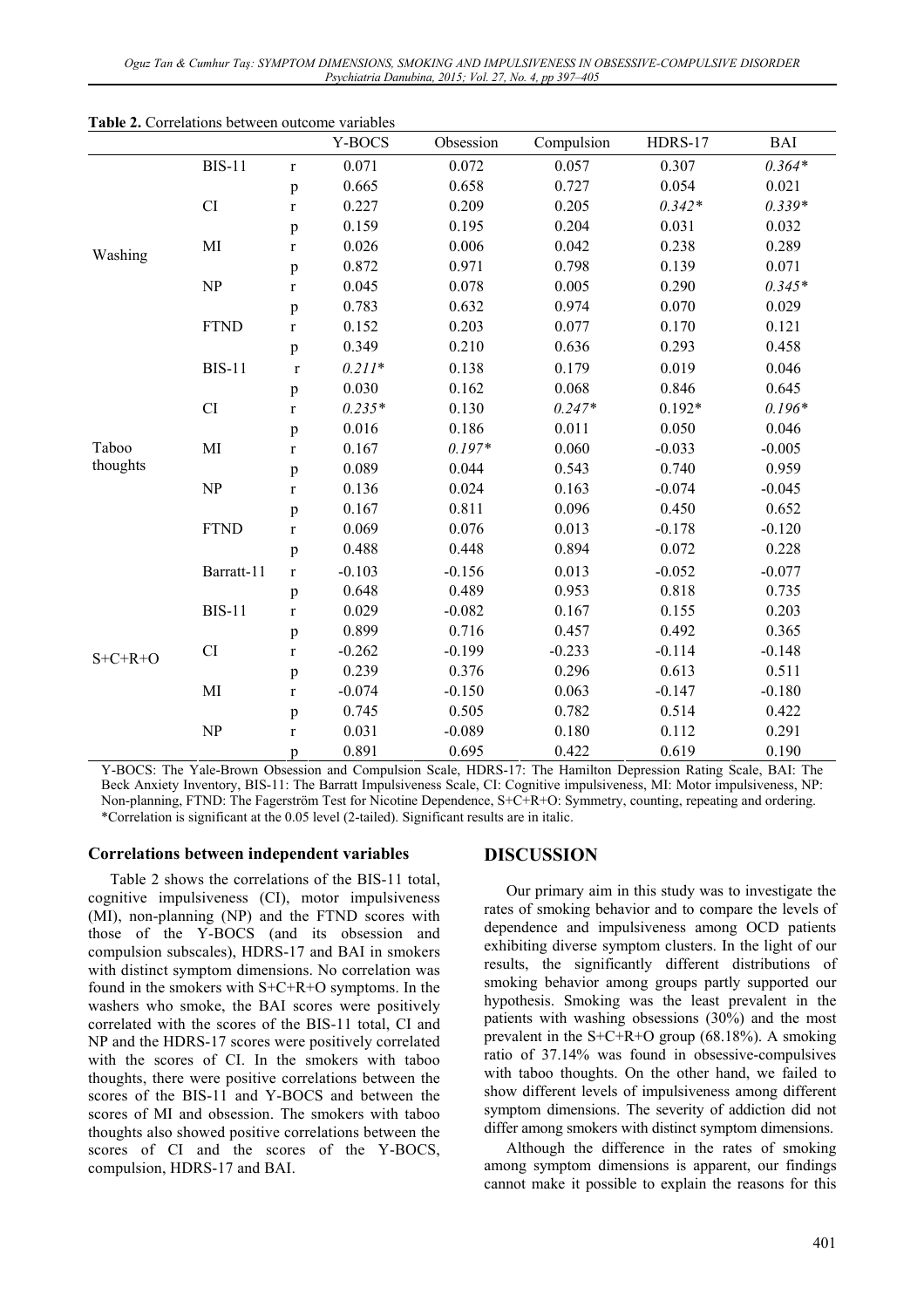**Table 2.** Correlations between outcome variables

| | | | Y-BOCS | Obsession | Compulsion | HDRS-17 | BAI |
|---|---|---|---|---|---|---|---|
| Washing | BIS-11 | r | 0.071 | 0.072 | 0.057 | 0.307 | *0.364** |
| | | p | 0.665 | 0.658 | 0.727 | 0.054 | 0.021 |
| | CI | r | 0.227 | 0.209 | 0.205 | *0.342** | *0.339** |
| | | p | 0.159 | 0.195 | 0.204 | 0.031 | 0.032 |
| | MI | r | 0.026 | 0.006 | 0.042 | 0.238 | 0.289 |
| | | p | 0.872 | 0.971 | 0.798 | 0.139 | 0.071 |
| | NP | r | 0.045 | 0.078 | 0.005 | 0.290 | *0.345** |
| | | p | 0.783 | 0.632 | 0.974 | 0.070 | 0.029 |
| | FTND | r | 0.152 | 0.203 | 0.077 | 0.170 | 0.121 |
| | | p | 0.349 | 0.210 | 0.636 | 0.293 | 0.458 |
| Taboo thoughts | BIS-11 | r | *0.211** | 0.138 | 0.179 | 0.019 | 0.046 |
| | | p | 0.030 | 0.162 | 0.068 | 0.846 | 0.645 |
| | CI | r | *0.235** | 0.130 | *0.247** | 0.192* | *0.196** |
| | | p | 0.016 | 0.186 | 0.011 | 0.050 | 0.046 |
| | MI | r | 0.167 | *0.197** | 0.060 | -0.033 | -0.005 |
| | | p | 0.089 | 0.044 | 0.543 | 0.740 | 0.959 |
| | NP | r | 0.136 | 0.024 | 0.163 | -0.074 | -0.045 |
| | | p | 0.167 | 0.811 | 0.096 | 0.450 | 0.652 |
| | FTND | r | 0.069 | 0.076 | 0.013 | -0.178 | -0.120 |
| | | p | 0.488 | 0.448 | 0.894 | 0.072 | 0.228 |
| S+C+R+O | Barratt-11 | r | -0.103 | -0.156 | 0.013 | -0.052 | -0.077 |
| | | p | 0.648 | 0.489 | 0.953 | 0.818 | 0.735 |
| | BIS-11 | r | 0.029 | -0.082 | 0.167 | 0.155 | 0.203 |
| | | p | 0.899 | 0.716 | 0.457 | 0.492 | 0.365 |
| | CI | r | -0.262 | -0.199 | -0.233 | -0.114 | -0.148 |
| | | p | 0.239 | 0.376 | 0.296 | 0.613 | 0.511 |
| | MI | r | -0.074 | -0.150 | 0.063 | -0.147 | -0.180 |
| | | p | 0.745 | 0.505 | 0.782 | 0.514 | 0.422 |
| | NP | r | 0.031 | -0.089 | 0.180 | 0.112 | 0.291 |
| | | p | 0.891 | 0.695 | 0.422 | 0.619 | 0.190 |

Y-BOCS: The Yale-Brown Obsession and Compulsion Scale, HDRS-17: The Hamilton Depression Rating Scale, BAI: The Beck Anxiety Inventory, BIS-11: The Barratt Impulsiveness Scale, CI: Cognitive impulsiveness, MI: Motor impulsiveness, NP: Non-planning, FTND: The Fagerström Test for Nicotine Dependence, S+C+R+O: Symmetry, counting, repeating and ordering.
*Correlation is significant at the 0.05 level (2-tailed). Significant results are in italic.

### Correlations between independent variables

Table 2 shows the correlations of the BIS-11 total, cognitive impulsiveness (CI), motor impulsiveness (MI), non-planning (NP) and the FTND scores with those of the Y-BOCS (and its obsession and compulsion subscales), HDRS-17 and BAI in smokers with distinct symptom dimensions. No correlation was found in the smokers with S+C+R+O symptoms. In the washers who smoke, the BAI scores were positively correlated with the scores of the BIS-11 total, CI and NP and the HDRS-17 scores were positively correlated with the scores of CI. In the smokers with taboo thoughts, there were positive correlations between the scores of the BIS-11 and Y-BOCS and between the scores of MI and obsession. The smokers with taboo thoughts also showed positive correlations between the scores of CI and the scores of the Y-BOCS, compulsion, HDRS-17 and BAI.

## DISCUSSION

Our primary aim in this study was to investigate the rates of smoking behavior and to compare the levels of dependence and impulsiveness among OCD patients exhibiting diverse symptom clusters. In the light of our results, the significantly different distributions of smoking behavior among groups partly supported our hypothesis. Smoking was the least prevalent in the patients with washing obsessions (30%) and the most prevalent in the S+C+R+O group (68.18%). A smoking ratio of 37.14% was found in obsessive-compulsives with taboo thoughts. On the other hand, we failed to show different levels of impulsiveness among different symptom dimensions. The severity of addiction did not differ among smokers with distinct symptom dimensions.

Although the difference in the rates of smoking among symptom dimensions is apparent, our findings cannot make it possible to explain the reasons for this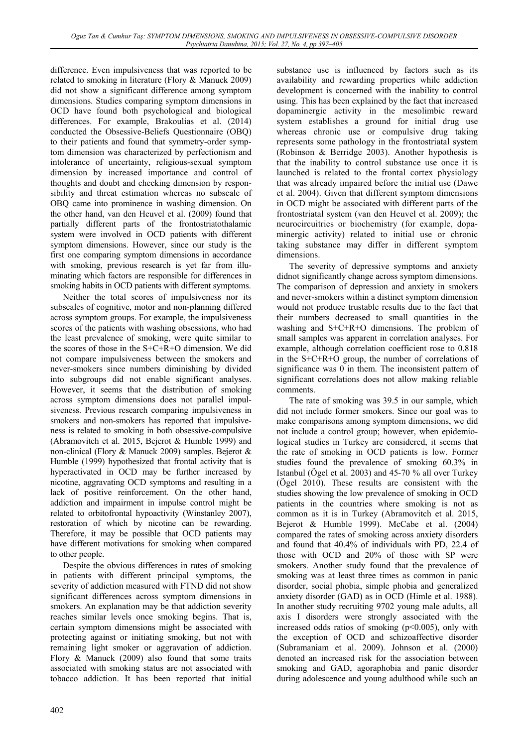difference. Even impulsiveness that was reported to be related to smoking in literature (Flory & Manuck 2009) did not show a significant difference among symptom dimensions. Studies comparing symptom dimensions in OCD have found both psychological and biological differences. For example, Brakoulias et al. (2014) conducted the Obsessive-Beliefs Questionnaire (OBQ) to their patients and found that symmetry-order symptom dimension was characterized by perfectionism and intolerance of uncertainty, religious-sexual symptom dimension by increased importance and control of thoughts and doubt and checking dimension by responsibility and threat estimation whereas no subscale of OBQ came into prominence in washing dimension. On the other hand, van den Heuvel et al. (2009) found that partially different parts of the frontostriatothalamic system were involved in OCD patients with different symptom dimensions. However, since our study is the first one comparing symptom dimensions in accordance with smoking, previous research is yet far from illuminating which factors are responsible for differences in smoking habits in OCD patients with different symptoms.

Neither the total scores of impulsiveness nor its subscales of cognitive, motor and non-planning differed across symptom groups. For example, the impulsiveness scores of the patients with washing obsessions, who had the least prevalence of smoking, were quite similar to the scores of those in the S+C+R+O dimension. We did not compare impulsiveness between the smokers and never-smokers since numbers diminishing by divided into subgroups did not enable significant analyses. However, it seems that the distribution of smoking across symptom dimensions does not parallel impulsiveness. Previous research comparing impulsiveness in smokers and non-smokers has reported that impulsiveness is related to smoking in both obsessive-compulsive (Abramovitch et al. 2015, Bejerot & Humble 1999) and non-clinical (Flory & Manuck 2009) samples. Bejerot & Humble (1999) hypothesized that frontal activity that is hyperactivated in OCD may be further increased by nicotine, aggravating OCD symptoms and resulting in a lack of positive reinforcement. On the other hand, addiction and impairment in impulse control might be related to orbitofrontal hypoactivity (Winstanley 2007), restoration of which by nicotine can be rewarding. Therefore, it may be possible that OCD patients may have different motivations for smoking when compared to other people.

Despite the obvious differences in rates of smoking in patients with different principal symptoms, the severity of addiction measured with FTND did not show significant differences across symptom dimensions in smokers. An explanation may be that addiction severity reaches similar levels once smoking begins. That is, certain symptom dimensions might be associated with protecting against or initiating smoking, but not with remaining light smoker or aggravation of addiction. Flory & Manuck (2009) also found that some traits associated with smoking status are not associated with tobacco addiction. It has been reported that initial substance use is influenced by factors such as its availability and rewarding properties while addiction development is concerned with the inability to control using. This has been explained by the fact that increased dopaminergic activity in the mesolimbic reward system establishes a ground for initial drug use whereas chronic use or compulsive drug taking represents some pathology in the frontostriatal system (Robinson & Berridge 2003). Another hypothesis is that the inability to control substance use once it is launched is related to the frontal cortex physiology that was already impaired before the initial use (Dawe et al. 2004). Given that different symptom dimensions in OCD might be associated with different parts of the frontostriatal system (van den Heuvel et al. 2009); the neurocircuitries or biochemistry (for example, dopaminergic activity) related to initial use or chronic taking substance may differ in different symptom dimensions.

The severity of depressive symptoms and anxiety didnot significantly change across symptom dimensions. The comparison of depression and anxiety in smokers and never-smokers within a distinct symptom dimension would not produce trustable results due to the fact that their numbers decreased to small quantities in the washing and S+C+R+O dimensions. The problem of small samples was apparent in correlation analyses. For example, although correlation coefficient rose to 0.818 in the S+C+R+O group, the number of correlations of significance was 0 in them. The inconsistent pattern of significant correlations does not allow making reliable comments.

The rate of smoking was 39.5 in our sample, which did not include former smokers. Since our goal was to make comparisons among symptom dimensions, we did not include a control group; however, when epidemiological studies in Turkey are considered, it seems that the rate of smoking in OCD patients is low. Former studies found the prevalence of smoking 60.3% in Istanbul (Ögel et al. 2003) and 45-70 % all over Turkey (Ögel 2010). These results are consistent with the studies showing the low prevalence of smoking in OCD patients in the countries where smoking is not as common as it is in Turkey (Abramovitch et al. 2015, Bejerot & Humble 1999). McCabe et al. (2004) compared the rates of smoking across anxiety disorders and found that 40.4% of individuals with PD, 22.4 of those with OCD and 20% of those with SP were smokers. Another study found that the prevalence of smoking was at least three times as common in panic disorder, social phobia, simple phobia and generalized anxiety disorder (GAD) as in OCD (Himle et al. 1988). In another study recruiting 9702 young male adults, all axis I disorders were strongly associated with the increased odds ratios of smoking ($p<0.005$), only with the exception of OCD and schizoaffective disorder (Subramaniam et al. 2009). Johnson et al. (2000) denoted an increased risk for the association between smoking and GAD, agoraphobia and panic disorder during adolescence and young adulthood while such an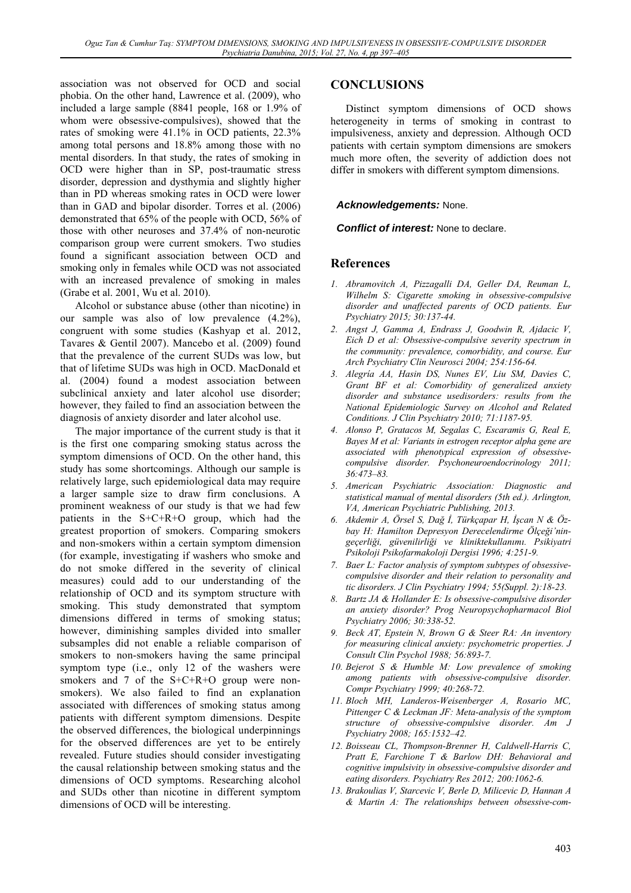association was not observed for OCD and social phobia. On the other hand, Lawrence et al. (2009), who included a large sample (8841 people, 168 or 1.9% of whom were obsessive-compulsives), showed that the rates of smoking were 41.1% in OCD patients, 22.3% among total persons and 18.8% among those with no mental disorders. In that study, the rates of smoking in OCD were higher than in SP, post-traumatic stress disorder, depression and dysthymia and slightly higher than in PD whereas smoking rates in OCD were lower than in GAD and bipolar disorder. Torres et al. (2006) demonstrated that 65% of the people with OCD, 56% of those with other neuroses and 37.4% of non-neurotic comparison group were current smokers. Two studies found a significant association between OCD and smoking only in females while OCD was not associated with an increased prevalence of smoking in males (Grabe et al. 2001, Wu et al. 2010).

Alcohol or substance abuse (other than nicotine) in our sample was also of low prevalence (4.2%), congruent with some studies (Kashyap et al. 2012, Tavares & Gentil 2007). Mancebo et al. (2009) found that the prevalence of the current SUDs was low, but that of lifetime SUDs was high in OCD. MacDonald et al. (2004) found a modest association between subclinical anxiety and later alcohol use disorder; however, they failed to find an association between the diagnosis of anxiety disorder and later alcohol use.

The major importance of the current study is that it is the first one comparing smoking status across the symptom dimensions of OCD. On the other hand, this study has some shortcomings. Although our sample is relatively large, such epidemiological data may require a larger sample size to draw firm conclusions. A prominent weakness of our study is that we had few patients in the S+C+R+O group, which had the greatest proportion of smokers. Comparing smokers and non-smokers within a certain symptom dimension (for example, investigating if washers who smoke and do not smoke differed in the severity of clinical measures) could add to our understanding of the relationship of OCD and its symptom structure with smoking. This study demonstrated that symptom dimensions differed in terms of smoking status; however, diminishing samples divided into smaller subsamples did not enable a reliable comparison of smokers to non-smokers having the same principal symptom type (i.e., only 12 of the washers were smokers and 7 of the S+C+R+O group were non-smokers). We also failed to find an explanation associated with differences of smoking status among patients with different symptom dimensions. Despite the observed differences, the biological underpinnings for the observed differences are yet to be entirely revealed. Future studies should consider investigating the causal relationship between smoking status and the dimensions of OCD symptoms. Researching alcohol and SUDs other than nicotine in different symptom dimensions of OCD will be interesting.

## CONCLUSIONS

Distinct symptom dimensions of OCD shows heterogeneity in terms of smoking in contrast to impulsiveness, anxiety and depression. Although OCD patients with certain symptom dimensions are smokers much more often, the severity of addiction does not differ in smokers with different symptom dimensions.

***Acknowledgements:*** None.

***Conflict of interest:*** None to declare.

## References

1. *Abramovitch A, Pizzagalli DA, Geller DA, Reuman L, Wilhelm S: Cigarette smoking in obsessive-compulsive disorder and unaffected parents of OCD patients. Eur Psychiatry 2015; 30:137-44.*
2. *Angst J, Gamma A, Endrass J, Goodwin R, Ajdacic V, Eich D et al: Obsessive-compulsive severity spectrum in the community: prevalence, comorbidity, and course. Eur Arch Psychiatry Clin Neurosci 2004; 254:156-64.*
3. *Alegría AA, Hasin DS, Nunes EV, Liu SM, Davies C, Grant BF et al: Comorbidity of generalized anxiety disorder and substance usedisorders: results from the National Epidemiologic Survey on Alcohol and Related Conditions. J Clin Psychiatry 2010; 71:1187-95.*
4. *Alonso P, Gratacos M, Segalas C, Escaramis G, Real E, Bayes M et al: Variants in estrogen receptor alpha gene are associated with phenotypical expression of obsessive-compulsive disorder. Psychoneuroendocrinology 2011; 36:473–83.*
5. *American Psychiatric Association: Diagnostic and statistical manual of mental disorders (5th ed.). Arlington, VA, American Psychiatric Publishing, 2013.*
6. *Akdemir A, Örsel S, Dağ İ, Türkçapar H, İşcan N & Özbay H: Hamilton Depresyon Derecelendirme Ölçeği'ningeçerliği, güvenilirliği ve kliniktekullanımı. Psikiyatri Psikoloji Psikofarmakoloji Dergisi 1996; 4:251-9.*
7. *Baer L: Factor analysis of symptom subtypes of obsessive-compulsive disorder and their relation to personality and tic disorders. J Clin Psychiatry 1994; 55(Suppl. 2):18-23.*
8. *Bartz JA & Hollander E: Is obsessive-compulsive disorder an anxiety disorder? Prog Neuropsychopharmacol Biol Psychiatry 2006; 30:338-52.*
9. *Beck AT, Epstein N, Brown G & Steer RA: An inventory for measuring clinical anxiety: psychometric properties. J Consult Clin Psychol 1988; 56:893-7.*
10. *Bejerot S & Humble M: Low prevalence of smoking among patients with obsessive-compulsive disorder. Compr Psychiatry 1999; 40:268-72.*
11. *Bloch MH, Landeros-Weisenberger A, Rosario MC, Pittenger C & Leckman JF: Meta-analysis of the symptom structure of obsessive-compulsive disorder. Am J Psychiatry 2008; 165:1532–42.*
12. *Boisseau CL, Thompson-Brenner H, Caldwell-Harris C, Pratt E, Farchione T & Barlow DH: Behavioral and cognitive impulsivity in obsessive-compulsive disorder and eating disorders. Psychiatry Res 2012; 200:1062-6.*
13. *Brakoulias V, Starcevic V, Berle D, Milicevic D, Hannan A & Martin A: The relationships between obsessive-com-*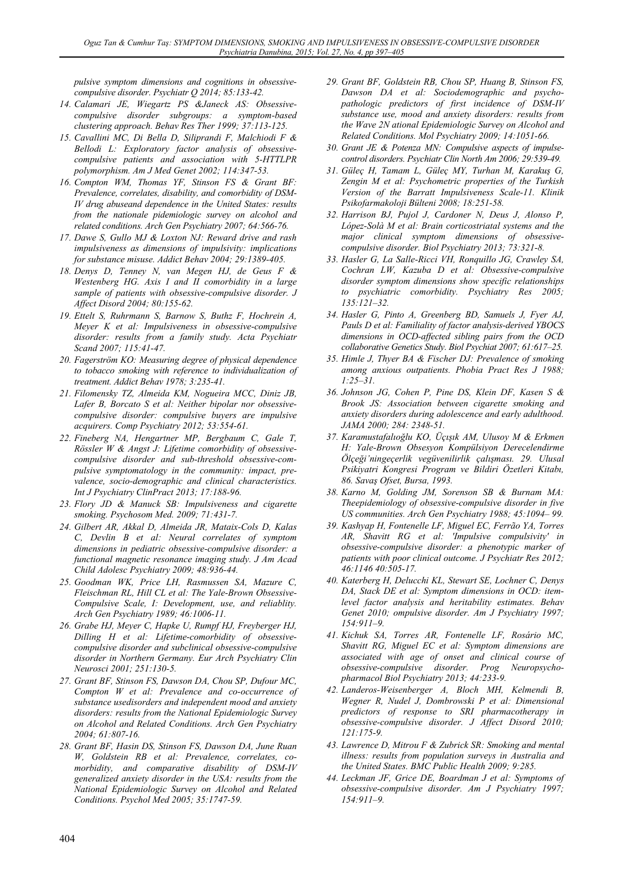*pulsive symptom dimensions and cognitions in obsessive-compulsive disorder. Psychiatr Q 2014; 85:133-42.*

14. *Calamari JE, Wiegartz PS &Janeck AS: Obsessive-compulsive disorder subgroups: a symptom-based clustering approach. Behav Res Ther 1999; 37:113-125.*
15. *Cavallini MC, Di Bella D, Siliprandi F, Malchiodi F & Bellodi L: Exploratory factor analysis of obsessive-compulsive patients and association with 5-HTTLPR polymorphism. Am J Med Genet 2002; 114:347-53.*
16. *Compton WM, Thomas YF, Stinson FS & Grant BF: Prevalence, correlates, disability, and comorbidity of DSM-IV drug abuseand dependence in the United States: results from the nationale pidemiologic survey on alcohol and related conditions. Arch Gen Psychiatry 2007; 64:566-76.*
17. *Dawe S, Gullo MJ & Loxton NJ: Reward drive and rash impulsiveness as dimensions of impulsivity: implications for substance misuse. Addict Behav 2004; 29:1389-405.*
18. *Denys D, Tenney N, van Megen HJ, de Geus F & Westenberg HG. Axis I and II comorbidity in a large sample of patients with obsessive-compulsive disorder. J Affect Disord 2004; 80:155-62.*
19. *Ettelt S, Ruhrmann S, Barnow S, Buthz F, Hochrein A, Meyer K et al: Impulsiveness in obsessive-compulsive disorder: results from a family study. Acta Psychiatr Scand 2007; 115:41-47.*
20. *Fagerström KO: Measuring degree of physical dependence to tobacco smoking with reference to individualization of treatment. Addict Behav 1978; 3:235-41.*
21. *Filomensky TZ, Almeida KM, Nogueira MCC, Diniz JB, Lafer B, Borcato S et al: Neither bipolar nor obsessive-compulsive disorder: compulsive buyers are impulsive acquirers. Comp Psychiatry 2012; 53:554-61.*
22. *Fineberg NA, Hengartner MP, Bergbaum C, Gale T, Rössler W & Angst J: Lifetime comorbidity of obsessive-compulsive disorder and sub-threshold obsessive-compulsive symptomatology in the community: impact, prevalence, socio-demographic and clinical characteristics. Int J Psychiatry ClinPract 2013; 17:188-96.*
23. *Flory JD & Manuck SB: Impulsiveness and cigarette smoking. Psychosom Med. 2009; 71:431-7.*
24. *Gilbert AR, Akkal D, Almeida JR, Mataix-Cols D, Kalas C, Devlin B et al: Neural correlates of symptom dimensions in pediatric obsessive-compulsive disorder: a functional magnetic resonance imaging study. J Am Acad Child Adolesc Psychiatry 2009; 48:936-44.*
25. *Goodman WK, Price LH, Rasmussen SA, Mazure C, Fleischman RL, Hill CL et al: The Yale-Brown Obsessive-Compulsive Scale, I: Development, use, and reliablity. Arch Gen Psychiatry 1989; 46:1006-11.*
26. *Grabe HJ, Meyer C, Hapke U, Rumpf HJ, Freyberger HJ, Dilling H et al: Lifetime-comorbidity of obsessive-compulsive disorder and subclinical obsessive-compulsive disorder in Northern Germany. Eur Arch Psychiatry Clin Neurosci 2001; 251:130-5.*
27. *Grant BF, Stinson FS, Dawson DA, Chou SP, Dufour MC, Compton W et al: Prevalence and co-occurrence of substance usedisorders and independent mood and anxiety disorders: results from the National Epidemiologic Survey on Alcohol and Related Conditions. Arch Gen Psychiatry 2004; 61:807-16.*
28. *Grant BF, Hasin DS, Stinson FS, Dawson DA, June Ruan W, Goldstein RB et al: Prevalence, correlates, comorbidity, and comparative disability of DSM-IV generalized anxiety disorder in the USA: results from the National Epidemiologic Survey on Alcohol and Related Conditions. Psychol Med 2005; 35:1747-59.*
29. *Grant BF, Goldstein RB, Chou SP, Huang B, Stinson FS, Dawson DA et al: Sociodemographic and psychopathologic predictors of first incidence of DSM-IV substance use, mood and anxiety disorders: results from the Wave 2N ational Epidemiologic Survey on Alcohol and Related Conditions. Mol Psychiatry 2009; 14:1051-66.*
30. *Grant JE & Potenza MN: Compulsive aspects of impulse-control disorders. Psychiatr Clin North Am 2006; 29:539-49.*
31. *Güleç H, Tamam L, Güleç MY, Turhan M, Karakuş G, Zengin M et al: Psychometric properties of the Turkish Version of the Barratt Impulsiveness Scale-11. Klinik Psikofarmakoloji Bülteni 2008; 18:251-58.*
32. *Harrison BJ, Pujol J, Cardoner N, Deus J, Alonso P, López-Solà M et al: Brain corticostriatal systems and the major clinical symptom dimensions of obsessive-compulsive disorder. Biol Psychiatry 2013; 73:321-8.*
33. *Hasler G, La Salle-Ricci VH, Ronquillo JG, Crawley SA, Cochran LW, Kazuba D et al: Obsessive-compulsive disorder symptom dimensions show specific relationships to psychiatric comorbidity. Psychiatry Res 2005; 135:121–32.*
34. *Hasler G, Pinto A, Greenberg BD, Samuels J, Fyer AJ, Pauls D et al: Familiality of factor analysis-derived YBOCS dimensions in OCD-affected sibling pairs from the OCD collaborative Genetics Study. Biol Psychiat 2007; 61:617–25.*
35. *Himle J, Thyer BA & Fischer DJ: Prevalence of smoking among anxious outpatients. Phobia Pract Res J 1988; 1:25–31.*
36. *Johnson JG, Cohen P, Pine DS, Klein DF, Kasen S & Brook JS: Association between cigarette smoking and anxiety disorders during adolescence and early adulthood. JAMA 2000; 284: 2348-51.*
37. *Karamustafalıoğlu KO, Üçışık AM, Ulusoy M & Erkmen H: Yale-Brown Obsesyon Kompülsiyon Derecelendirme Ölçeği'ningeçerlik vegüvenilirlik çalışması. 29. Ulusal Psikiyatri Kongresi Program ve Bildiri Özetleri Kitabı, 86. Savaş Ofset, Bursa, 1993.*
38. *Karno M, Golding JM, Sorenson SB & Burnam MA: Theepidemiology of obsessive-compulsive disorder in five US communities. Arch Gen Psychiatry 1988; 45:1094– 99.*
39. *Kashyap H, Fontenelle LF, Miguel EC, Ferrão YA, Torres AR, Shavitt RG et al: 'Impulsive compulsivity' in obsessive-compulsive disorder: a phenotypic marker of patients with poor clinical outcome. J Psychiatr Res 2012; 46:1146 40:505-17.*
40. *Katerberg H, Delucchi KL, Stewart SE, Lochner C, Denys DA, Stack DE et al: Symptom dimensions in OCD: item-level factor analysis and heritability estimates. Behav Genet 2010; ompulsive disorder. Am J Psychiatry 1997; 154:911–9.*
41. *Kichuk SA, Torres AR, Fontenelle LF, Rosário MC, Shavitt RG, Miguel EC et al: Symptom dimensions are associated with age of onset and clinical course of obsessive-compulsive disorder. Prog Neuropsychopharmacol Biol Psychiatry 2013; 44:233-9.*
42. *Landeros-Weisenberger A, Bloch MH, Kelmendi B, Wegner R, Nudel J, Dombrowski P et al: Dimensional predictors of response to SRI pharmacotherapy in obsessive-compulsive disorder. J Affect Disord 2010; 121:175-9.*
43. *Lawrence D, Mitrou F & Zubrick SR: Smoking and mental illness: results from population surveys in Australia and the United States. BMC Public Health 2009; 9:285.*
44. *Leckman JF, Grice DE, Boardman J et al: Symptoms of obsessive-compulsive disorder. Am J Psychiatry 1997; 154:911–9.*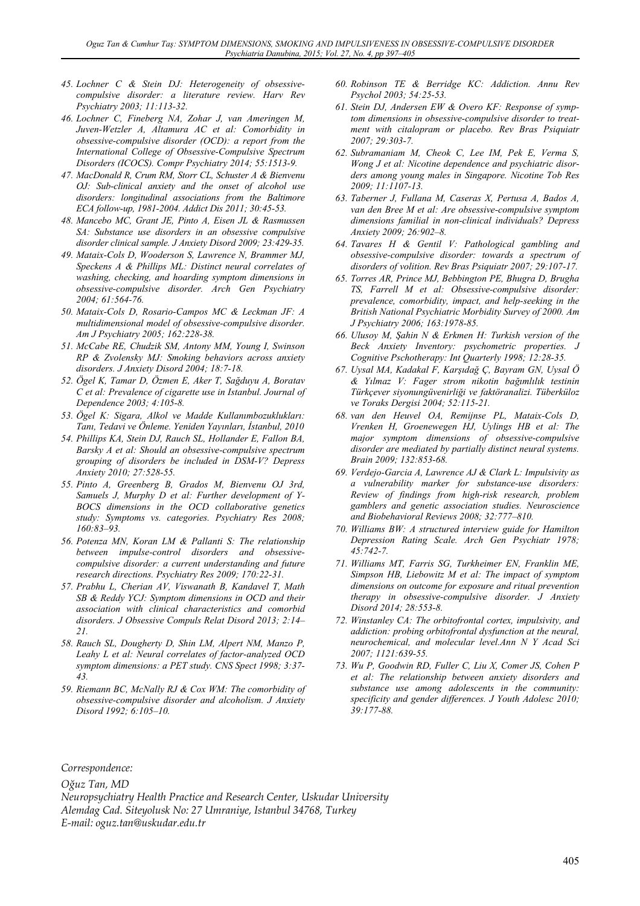45. *Lochner C & Stein DJ: Heterogeneity of obsessive-compulsive disorder: a literature review. Harv Rev Psychiatry 2003; 11:113-32.*
46. *Lochner C, Fineberg NA, Zohar J, van Ameringen M, Juven-Wetzler A, Altamura AC et al: Comorbidity in obsessive-compulsive disorder (OCD): a report from the International College of Obsessive-Compulsive Spectrum Disorders (ICOCS). Compr Psychiatry 2014; 55:1513-9.*
47. *MacDonald R, Crum RM, Storr CL, Schuster A & Bienvenu OJ: Sub-clinical anxiety and the onset of alcohol use disorders: longitudinal associations from the Baltimore ECA follow-up, 1981-2004. Addict Dis 2011; 30:45-53.*
48. *Mancebo MC, Grant JE, Pinto A, Eisen JL & Rasmussen SA: Substance use disorders in an obsessive compulsive disorder clinical sample. J Anxiety Disord 2009; 23:429-35.*
49. *Mataix-Cols D, Wooderson S, Lawrence N, Brammer MJ, Speckens A & Phillips ML: Distinct neural correlates of washing, checking, and hoarding symptom dimensions in obsessive-compulsive disorder. Arch Gen Psychiatry 2004; 61:564-76.*
50. *Mataix-Cols D, Rosario-Campos MC & Leckman JF: A multidimensional model of obsessive-compulsive disorder. Am J Psychiatry 2005; 162:228-38.*
51. *McCabe RE, Chudzik SM, Antony MM, Young I, Swinson RP & Zvolensky MJ: Smoking behaviors across anxiety disorders. J Anxiety Disord 2004; 18:7-18.*
52. *Ögel K, Tamar D, Özmen E, Aker T, Sağduyu A, Boratav C et al: Prevalence of cigarette use in Istanbul. Journal of Dependence 2003; 4:105-8.*
53. *Ögel K: Sigara, Alkol ve Madde Kullanımbozuklukları: Tanı, Tedavi ve Önleme. Yeniden Yayınları, İstanbul, 2010*
54. *Phillips KA, Stein DJ, Rauch SL, Hollander E, Fallon BA, Barsky A et al: Should an obsessive-compulsive spectrum grouping of disorders be included in DSM-V? Depress Anxiety 2010; 27:528-55.*
55. *Pinto A, Greenberg B, Grados M, Bienvenu OJ 3rd, Samuels J, Murphy D et al: Further development of Y-BOCS dimensions in the OCD collaborative genetics study: Symptoms vs. categories. Psychiatry Res 2008; 160:83–93.*
56. *Potenza MN, Koran LM & Pallanti S: The relationship between impulse-control disorders and obsessive-compulsive disorder: a current understanding and future research directions. Psychiatry Res 2009; 170:22-31.*
57. *Prabhu L, Cherian AV, Viswanath B, Kandavel T, Math SB & Reddy YCJ: Symptom dimensions in OCD and their association with clinical characteristics and comorbid disorders. J Obsessive Compuls Relat Disord 2013; 2:14–21.*
58. *Rauch SL, Dougherty D, Shin LM, Alpert NM, Manzo P, Leahy L et al: Neural correlates of factor-analyzed OCD symptom dimensions: a PET study. CNS Spect 1998; 3:37-43.*
59. *Riemann BC, McNally RJ & Cox WM: The comorbidity of obsessive-compulsive disorder and alcoholism. J Anxiety Disord 1992; 6:105–10.*
60. *Robinson TE & Berridge KC: Addiction. Annu Rev Psychol 2003; 54:25-53.*
61. *Stein DJ, Andersen EW & Overo KF: Response of symptom dimensions in obsessive-compulsive disorder to treatment with citalopram or placebo. Rev Bras Psiquiatr 2007; 29:303-7.*
62. *Subramaniam M, Cheok C, Lee IM, Pek E, Verma S, Wong J et al: Nicotine dependence and psychiatric disorders among young males in Singapore. Nicotine Tob Res 2009; 11:1107-13.*
63. *Taberner J, Fullana M, Caseras X, Pertusa A, Bados A, van den Bree M et al: Are obsessive-compulsive symptom dimensions familial in non-clinical individuals? Depress Anxiety 2009; 26:902–8.*
64. *Tavares H & Gentil V: Pathological gambling and obsessive-compulsive disorder: towards a spectrum of disorders of volition. Rev Bras Psiquiatr 2007; 29:107-17.*
65. *Torres AR, Prince MJ, Bebbington PE, Bhugra D, Brugha TS, Farrell M et al: Obsessive-compulsive disorder: prevalence, comorbidity, impact, and help-seeking in the British National Psychiatric Morbidity Survey of 2000. Am J Psychiatry 2006; 163:1978-85.*
66. *Ulusoy M, Şahin N & Erkmen H: Turkish version of the Beck Anxiety Inventory: psychometric properties. J Cognitive Pschotherapy: Int Quarterly 1998; 12:28-35.*
67. *Uysal MA, Kadakal F, Karşıdağ Ç, Bayram GN, Uysal Ö & Yılmaz V: Fager strom nikotin bağımlılık testinin Türkçever siyonungüvenirliği ve faktöranalizi. Tüberküloz ve Toraks Dergisi 2004; 52:115-21.*
68. *van den Heuvel OA, Remijnse PL, Mataix-Cols D, Vrenken H, Groenewegen HJ, Uylings HB et al: The major symptom dimensions of obsessive-compulsive disorder are mediated by partially distinct neural systems. Brain 2009; 132:853-68.*
69. *Verdejo-Garcia A, Lawrence AJ & Clark L: Impulsivity as a vulnerability marker for substance-use disorders: Review of findings from high-risk research, problem gamblers and genetic association studies. Neuroscience and Biobehavioral Reviews 2008; 32:777–810.*
70. *Williams BW: A structured interview guide for Hamilton Depression Rating Scale. Arch Gen Psychiatr 1978; 45:742-7.*
71. *Williams MT, Farris SG, Turkheimer EN, Franklin ME, Simpson HB, Liebowitz M et al: The impact of symptom dimensions on outcome for exposure and ritual prevention therapy in obsessive-compulsive disorder. J Anxiety Disord 2014; 28:553-8.*
72. *Winstanley CA: The orbitofrontal cortex, impulsivity, and addiction: probing orbitofrontal dysfunction at the neural, neurochemical, and molecular level.Ann N Y Acad Sci 2007; 1121:639-55.*
73. *Wu P, Goodwin RD, Fuller C, Liu X, Comer JS, Cohen P et al: The relationship between anxiety disorders and substance use among adolescents in the community: specificity and gender differences. J Youth Adolesc 2010; 39:177-88.*

*Correspondence:*
*Oğuz Tan, MD*
*Neuropsychiatry Health Practice and Research Center, Uskudar University*
*Alemdag Cad. Siteyolusk No: 27 Umraniye, Istanbul 34768, Turkey*
*E-mail: oguz.tan@uskudar.edu.tr*